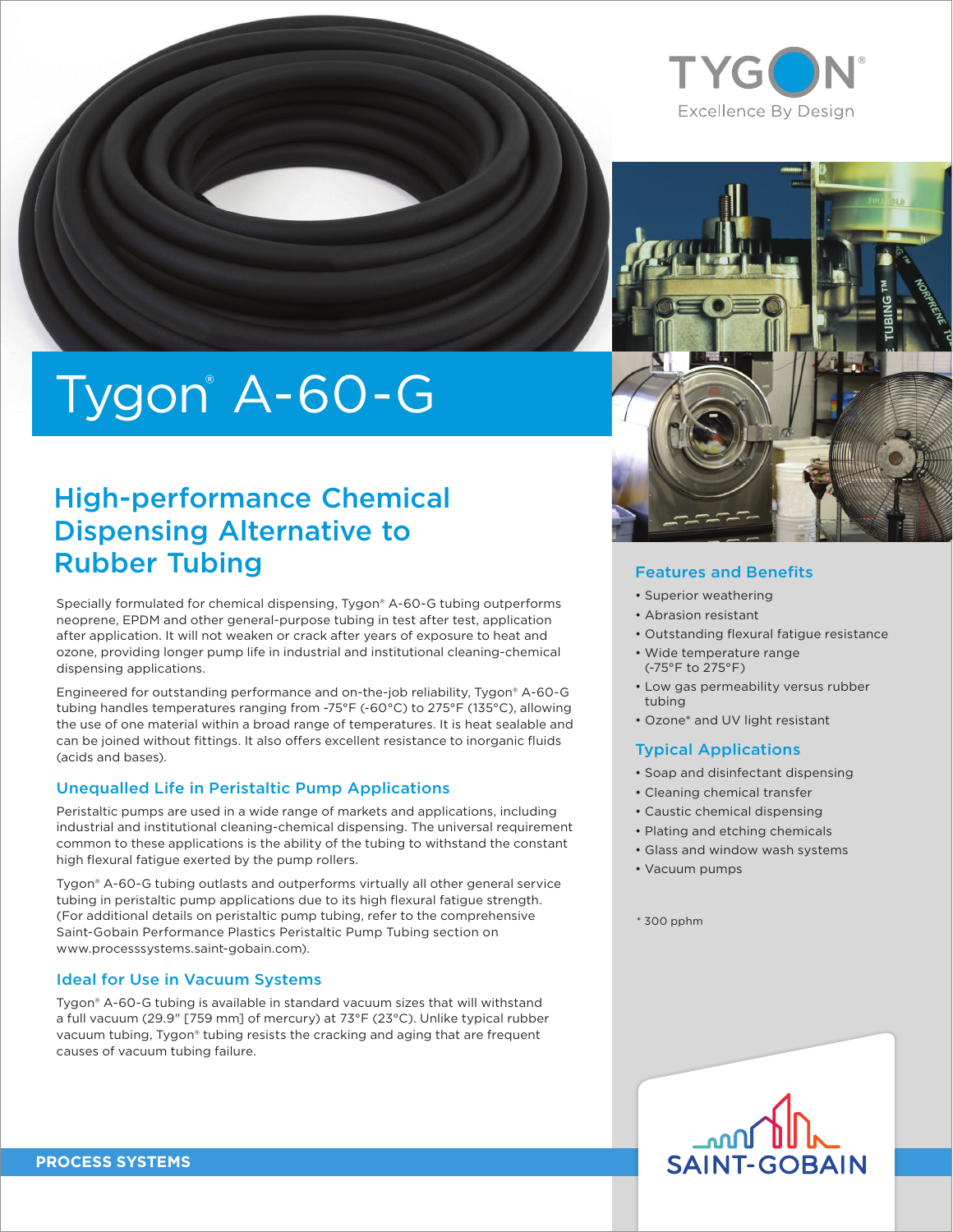# Tygon® A-60-G

## High-performance Chemical Dispensing Alternative to Rubber Tubing

Specially formulated for chemical dispensing, Tygon® A-60-G tubing outperforms neoprene, EPDM and other general-purpose tubing in test after test, application after application. It will not weaken or crack after years of exposure to heat and ozone, providing longer pump life in industrial and institutional cleaning-chemical dispensing applications.

Engineered for outstanding performance and on-the-job reliability, Tygon® A-60-G tubing handles temperatures ranging from -75°F (-60°C) to 275°F (135°C), allowing the use of one material within a broad range of temperatures. It is heat sealable and can be joined without fittings. It also offers excellent resistance to inorganic fluids (acids and bases).

### Unequalled Life in Peristaltic Pump Applications

Peristaltic pumps are used in a wide range of markets and applications, including industrial and institutional cleaning-chemical dispensing. The universal requirement common to these applications is the ability of the tubing to withstand the constant high flexural fatigue exerted by the pump rollers.

Tygon® A-60-G tubing outlasts and outperforms virtually all other general service tubing in peristaltic pump applications due to its high flexural fatigue strength. (For additional details on peristaltic pump tubing, refer to the comprehensive Saint-Gobain Performance Plastics Peristaltic Pump Tubing section on www.processsystems.saint-gobain.com).

### Ideal for Use in Vacuum Systems

Tygon® A-60-G tubing is available in standard vacuum sizes that will withstand a full vacuum (29.9" [759 mm] of mercury) at 73°F (23°C). Unlike typical rubber vacuum tubing, Tygon® tubing resists the cracking and aging that are frequent causes of vacuum tubing failure.

### Features and Benefits

- Superior weathering
- Abrasion resistant
- Outstanding flexural fatigue resistance
- Wide temperature range (-75°F to 275°F)
- Low gas permeability versus rubber tubing
- Ozone* and UV light resistant

### Typical Applications

- Soap and disinfectant dispensing
- Cleaning chemical transfer
- Caustic chemical dispensing
- Plating and etching chemicals
- Glass and window wash systems
- Vacuum pumps

\* 300 pphm

PROCESS SYSTEMS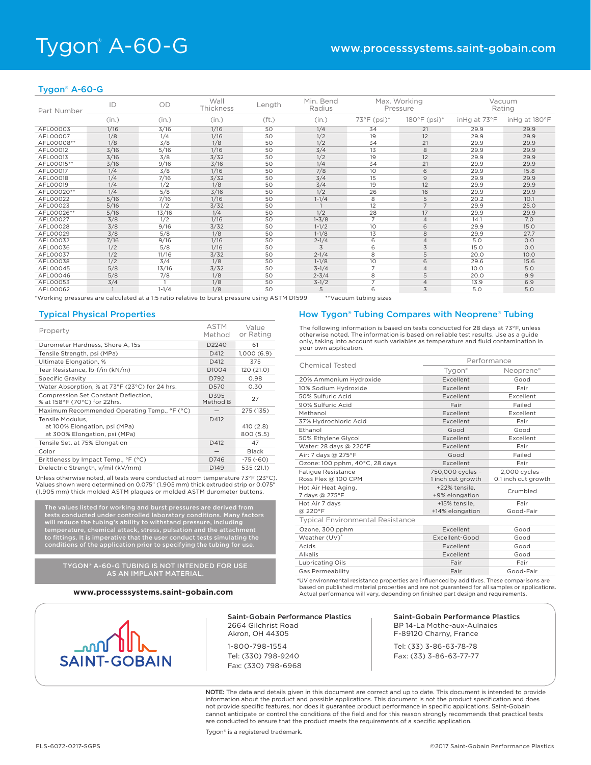# Tygon® A-60-G

www.processsystems.saint-gobain.com

## Tygon® A-60-G

| Part Number | ID | OD | Wall Thickness | Length | Min. Bend Radius | Max. Working Pressure | | Vacuum Rating | |
|---|---|---|---|---|---|---|---|---|---|
| | (in.) | (in.) | (in.) | (ft.) | (in.) | 73°F (psi)* | 180°F (psi)* | inHg at 73°F | inHg at 180°F |
| AFL00003 | 1/16 | 3/16 | 1/16 | 50 | 1/4 | 34 | 21 | 29.9 | 29.9 |
| AFL00007 | 1/8 | 1/4 | 1/16 | 50 | 1/2 | 19 | 12 | 29.9 | 29.9 |
| AFL00008** | 1/8 | 3/8 | 1/8 | 50 | 1/2 | 34 | 21 | 29.9 | 29.9 |
| AFL00012 | 3/16 | 5/16 | 1/16 | 50 | 3/4 | 13 | 8 | 29.9 | 29.9 |
| AFL00013 | 3/16 | 3/8 | 3/32 | 50 | 1/2 | 19 | 12 | 29.9 | 29.9 |
| AFL00015** | 3/16 | 9/16 | 3/16 | 50 | 1/4 | 34 | 21 | 29.9 | 29.9 |
| AFL00017 | 1/4 | 3/8 | 1/16 | 50 | 7/8 | 10 | 6 | 29.9 | 15.8 |
| AFL00018 | 1/4 | 7/16 | 3/32 | 50 | 3/4 | 15 | 9 | 29.9 | 29.9 |
| AFL00019 | 1/4 | 1/2 | 1/8 | 50 | 3/4 | 19 | 12 | 29.9 | 29.9 |
| AFL00020** | 1/4 | 5/8 | 3/16 | 50 | 1/2 | 26 | 16 | 29.9 | 29.9 |
| AFL00022 | 5/16 | 7/16 | 1/16 | 50 | 1-1/4 | 8 | 5 | 20.2 | 10.1 |
| AFL00023 | 5/16 | 1/2 | 3/32 | 50 | 1 | 12 | 7 | 29.9 | 25.0 |
| AFL00026** | 5/16 | 13/16 | 1/4 | 50 | 1/2 | 28 | 17 | 29.9 | 29.9 |
| AFL00027 | 3/8 | 1/2 | 1/16 | 50 | 1-3/8 | 7 | 4 | 14.1 | 7.0 |
| AFL00028 | 3/8 | 9/16 | 3/32 | 50 | 1-1/2 | 10 | 6 | 29.9 | 15.0 |
| AFL00029 | 3/8 | 5/8 | 1/8 | 50 | 1-1/8 | 13 | 8 | 29.9 | 27.7 |
| AFL00032 | 7/16 | 9/16 | 1/16 | 50 | 2-1/4 | 6 | 4 | 5.0 | 0.0 |
| AFL00036 | 1/2 | 5/8 | 1/16 | 50 | 3 | 6 | 3 | 15.0 | 0.0 |
| AFL00037 | 1/2 | 11/16 | 3/32 | 50 | 2-1/4 | 8 | 5 | 20.0 | 10.0 |
| AFL00038 | 1/2 | 3/4 | 1/8 | 50 | 1-1/8 | 10 | 6 | 29.6 | 15.6 |
| AFL00045 | 5/8 | 13/16 | 3/32 | 50 | 3-1/4 | 7 | 4 | 10.0 | 5.0 |
| AFL00046 | 5/8 | 7/8 | 1/8 | 50 | 2-3/4 | 8 | 5 | 20.0 | 9.9 |
| AFL00053 | 3/4 | 1 | 1/8 | 50 | 3-1/2 | 7 | 4 | 13.9 | 6.9 |
| AFL00062 | 1 | 1-1/4 | 1/8 | 50 | 5 | 6 | 3 | 5.0 | 5.0 |

*Working pressures are calculated at a 1:5 ratio relative to burst pressure using ASTM D1599  **Vacuum tubing sizes

## Typical Physical Properties

| Property | ASTM Method | Value or Rating |
|---|---|---|
| Durometer Hardness, Shore A, 15s | D2240 | 61 |
| Tensile Strength, psi (MPa) | D412 | 1,000 (6.9) |
| Ultimate Elongation, % | D412 | 375 |
| Tear Resistance, lb-f/in (kN/m) | D1004 | 120 (21.0) |
| Specific Gravity | D792 | 0.98 |
| Water Absorption, % at 73°F (23°C) for 24 hrs. | D570 | 0.30 |
| Compression Set Constant Deflection, % at 158°F (70°C) for 22hrs. | D395 Method B | 27 |
| Maximum Recommended Operating Temp., °F (°C) | — | 275 (135) |
| Tensile Modulus, at 100% Elongation, psi (MPa) | D412 | 410 (2.8) |
| Tensile Modulus, at 300% Elongation, psi (MPa) | D412 | 800 (5.5) |
| Tensile Set, at 75% Elongation | D412 | 47 |
| Color | — | Black |
| Brittleness by Impact Temp., °F (°C) | D746 | -75 (-60) |
| Dielectric Strength, v/mil (kV/mm) | D149 | 535 (21.1) |

Unless otherwise noted, all tests were conducted at room temperature 73°F (23°C). Values shown were determined on 0.075" (1.905 mm) thick extruded strip or 0.075" (1.905 mm) thick molded ASTM plaques or molded ASTM durometer buttons.

**The values listed for working and burst pressures are derived from tests conducted under controlled laboratory conditions. Many factors will reduce the tubing's ability to withstand pressure, including temperature, chemical attack, stress, pulsation and the attachment to fittings. It is imperative that the user conduct tests simulating the conditions of the application prior to specifying the tubing for use.**

**TYGON® A-60-G TUBING IS NOT INTENDED FOR USE AS AN IMPLANT MATERIAL.**

**www.processsystems.saint-gobain.com**

## How Tygon® Tubing Compares with Neoprene® Tubing

The following information is based on tests conducted for 28 days at 73°F, unless otherwise noted. The information is based on reliable test results. Use as a guide only, taking into account such variables as temperature and fluid contamination in your own application.

| Chemical Tested | Performance | |
|---|---|---|
| | Tygon® | Neoprene® |
| 20% Ammonium Hydroxide | Excellent | Good |
| 10% Sodium Hydroxide | Excellent | Fair |
| 50% Sulfuric Acid | Excellent | Excellent |
| 90% Sulfuric Acid | Fair | Failed |
| Methanol | Excellent | Excellent |
| 37% Hydrochloric Acid | Excellent | Fair |
| Ethanol | Good | Good |
| 50% Ethylene Glycol | Excellent | Excellent |
| Water: 28 days @ 220°F | Excellent | Fair |
| Air: 7 days @ 275°F | Good | Failed |
| Ozone: 100 pphm, 40°C, 28 days | Excellent | Fair |
| Fatigue Resistance Ross Flex @ 100 CPM | 750,000 cycles – 1 inch cut growth | 2,000 cycles – 0.1 inch cut growth |
| Hot Air Heat Aging, 7 days @ 275°F | +22% tensile, +9% elongation | Crumbled |
| Hot Air 7 days @ 220°F | +15% tensile, +14% elongation | Fair Good-Fair |
| **Typical Environmental Resistance** | | |
| Ozone, 300 pphm | Excellent | Good |
| Weather (UV)* | Excellent-Good | Good |
| Acids | Excellent | Good |
| Alkalis | Excellent | Good |
| Lubricating Oils | Fair | Fair |
| Gas Permeability | Fair | Good-Fair |

*UV environmental resistance properties are influenced by additives. These comparisons are based on published material properties and are not guaranteed for all samples or applications. Actual performance will vary, depending on finished part design and requirements.

SAINT-GOBAIN

**Saint-Gobain Performance Plastics**
2664 Gilchrist Road
Akron, OH 44305

1-800-798-1554
Tel: (330) 798-9240
Fax: (330) 798-6968

**Saint-Gobain Performance Plastics**
BP 14-La Mothe-aux-Aulnaies
F-89120 Charny, France

Tel: (33) 3-86-63-78-78
Fax: (33) 3-86-63-77-77

**NOTE:** The data and details given in this document are correct and up to date. This document is intended to provide information about the product and possible applications. This document is not the product specification and does not provide specific features, nor does it guarantee product performance in specific applications. Saint-Gobain cannot anticipate or control the conditions of the field and for this reason strongly recommends that practical tests are conducted to ensure that the product meets the requirements of a specific application.

Tygon® is a registered trademark.

FLS-6072-0217-SGPS

©2017 Saint-Gobain Performance Plastics